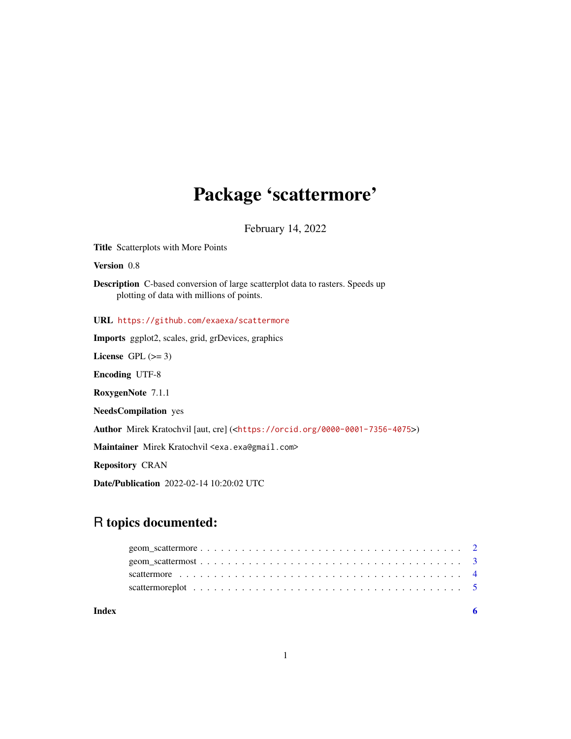# Package 'scattermore'

February 14, 2022

**Title** Scatterplots with More Points

**Version** 0.8

**Description** C-based conversion of large scatterplot data to rasters. Speeds up plotting of data with millions of points.

**URL** https://github.com/exaexa/scattermore

**Imports** ggplot2, scales, grid, grDevices, graphics

**License** GPL (>= 3)

**Encoding** UTF-8

**RoxygenNote** 7.1.1

**NeedsCompilation** yes

**Author** Mirek Kratochvil [aut, cre] (<https://orcid.org/0000-0001-7356-4075>)

**Maintainer** Mirek Kratochvil <exa.exa@gmail.com>

**Repository** CRAN

**Date/Publication** 2022-02-14 10:20:02 UTC

## R topics documented:

- geom_scattermore . . . . . . . . . . . . . . . . . . . . . . . . . . . . . . . . . . . . 2
- geom_scattermost . . . . . . . . . . . . . . . . . . . . . . . . . . . . . . . . . . . . 3
- scattermore . . . . . . . . . . . . . . . . . . . . . . . . . . . . . . . . . . . . . . . 4
- scattermoreplot . . . . . . . . . . . . . . . . . . . . . . . . . . . . . . . . . . . . . 5

**Index** 6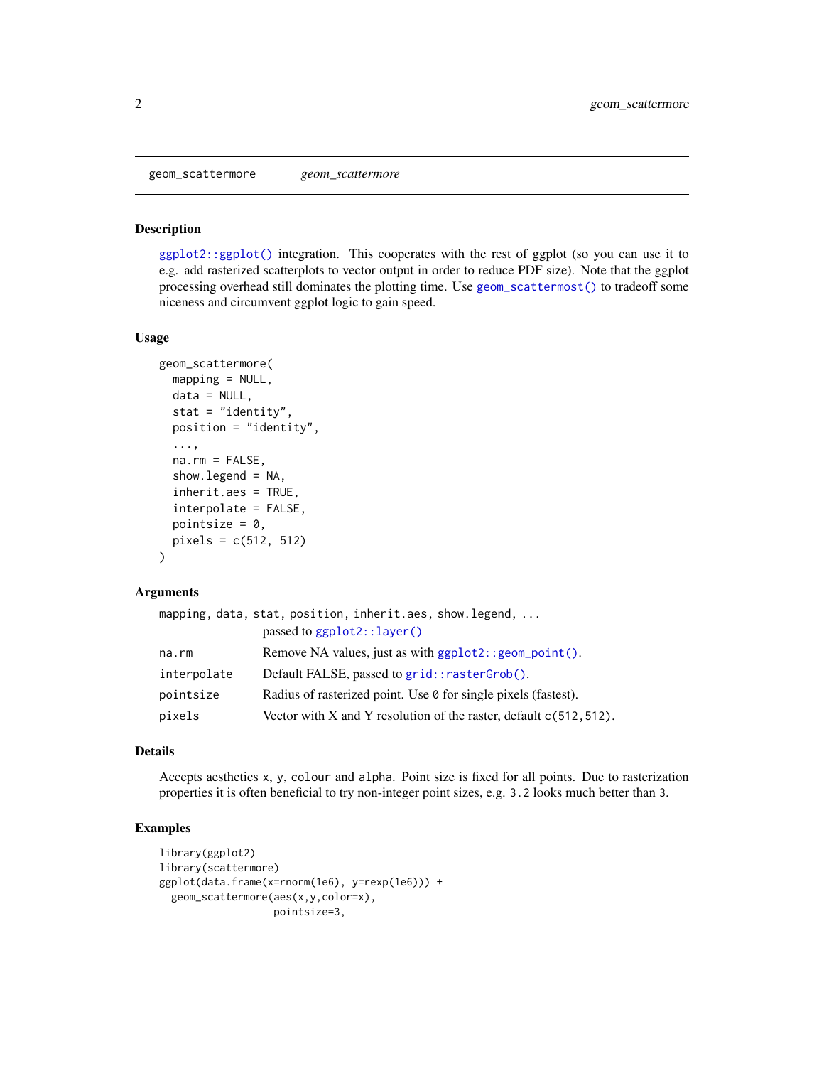## geom_scattermore — *geom_scattermore*

### Description

`ggplot2::ggplot()` integration. This cooperates with the rest of ggplot (so you can use it to e.g. add rasterized scatterplots to vector output in order to reduce PDF size). Note that the ggplot processing overhead still dominates the plotting time. Use `geom_scattermost()` to tradeoff some niceness and circumvent ggplot logic to gain speed.

### Usage

```
geom_scattermore(
  mapping = NULL,
  data = NULL,
  stat = "identity",
  position = "identity",
  ...,
  na.rm = FALSE,
  show.legend = NA,
  inherit.aes = TRUE,
  interpolate = FALSE,
  pointsize = 0,
  pixels = c(512, 512)
)
```

### Arguments

| | |
|---|---|
| `mapping, data, stat, position, inherit.aes, show.legend, ...` | passed to `ggplot2::layer()` |
| `na.rm` | Remove NA values, just as with `ggplot2::geom_point()`. |
| `interpolate` | Default FALSE, passed to `grid::rasterGrob()`. |
| `pointsize` | Radius of rasterized point. Use `0` for single pixels (fastest). |
| `pixels` | Vector with X and Y resolution of the raster, default `c(512,512)`. |

### Details

Accepts aesthetics `x`, `y`, `colour` and `alpha`. Point size is fixed for all points. Due to rasterization properties it is often beneficial to try non-integer point sizes, e.g. `3.2` looks much better than `3`.

### Examples

```
library(ggplot2)
library(scattermore)
ggplot(data.frame(x=rnorm(1e6), y=rexp(1e6))) +
  geom_scattermore(aes(x,y,color=x),
                   pointsize=3,
```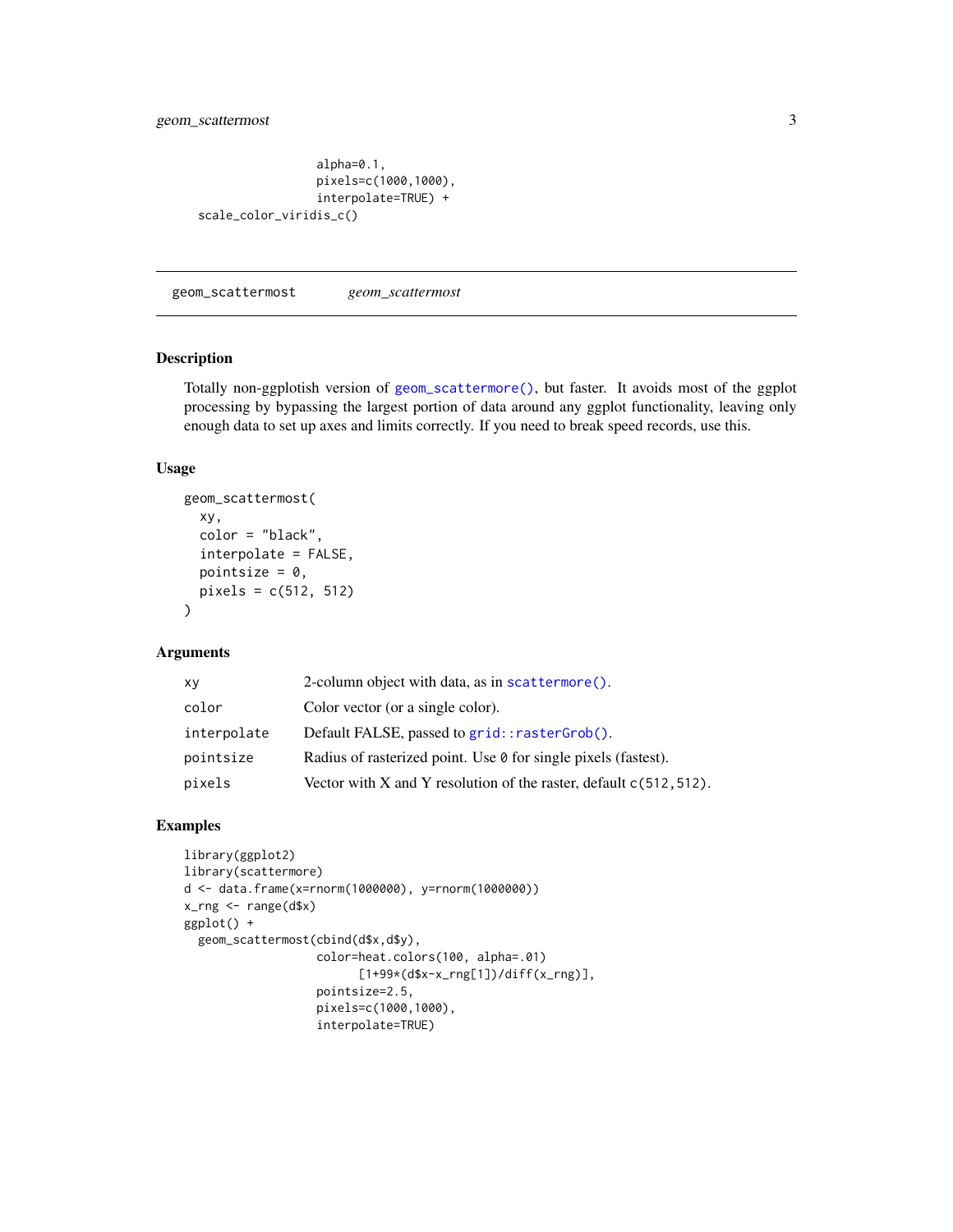```
                  alpha=0.1,
                  pixels=c(1000,1000),
                  interpolate=TRUE) +
    scale_color_viridis_c()
```

---

## geom_scattermost *geom_scattermost*

### Description

Totally non-ggplotish version of `geom_scattermore()`, but faster. It avoids most of the ggplot processing by bypassing the largest portion of data around any ggplot functionality, leaving only enough data to set up axes and limits correctly. If you need to break speed records, use this.

### Usage

```
geom_scattermost(
  xy,
  color = "black",
  interpolate = FALSE,
  pointsize = 0,
  pixels = c(512, 512)
)
```

### Arguments

| | |
|---|---|
| `xy` | 2-column object with data, as in `scattermore()`. |
| `color` | Color vector (or a single color). |
| `interpolate` | Default FALSE, passed to `grid::rasterGrob()`. |
| `pointsize` | Radius of rasterized point. Use `0` for single pixels (fastest). |
| `pixels` | Vector with X and Y resolution of the raster, default `c(512,512)`. |

### Examples

```
library(ggplot2)
library(scattermore)
d <- data.frame(x=rnorm(1000000), y=rnorm(1000000))
x_rng <- range(d$x)
ggplot() +
  geom_scattermost(cbind(d$x,d$y),
                   color=heat.colors(100, alpha=.01)
                         [1+99*(d$x-x_rng[1])/diff(x_rng)],
                   pointsize=2.5,
                   pixels=c(1000,1000),
                   interpolate=TRUE)
```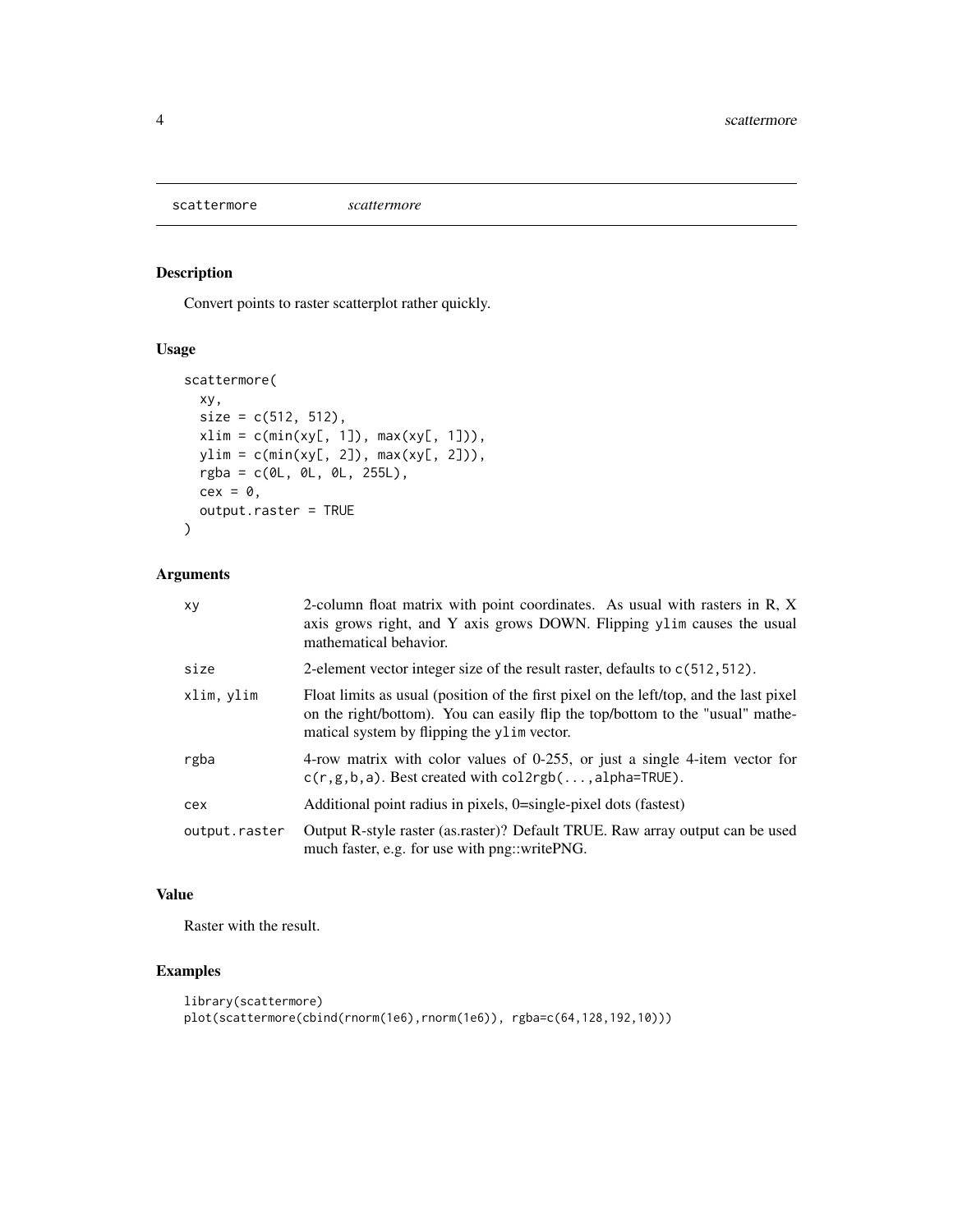`scattermore` *scattermore*

## Description

Convert points to raster scatterplot rather quickly.

## Usage

```
scattermore(
  xy,
  size = c(512, 512),
  xlim = c(min(xy[, 1]), max(xy[, 1])),
  ylim = c(min(xy[, 2]), max(xy[, 2])),
  rgba = c(0L, 0L, 0L, 255L),
  cex = 0,
  output.raster = TRUE
)
```

## Arguments

| | |
|---|---|
| `xy` | 2-column float matrix with point coordinates. As usual with rasters in R, X axis grows right, and Y axis grows DOWN. Flipping `ylim` causes the usual mathematical behavior. |
| `size` | 2-element vector integer size of the result raster, defaults to `c(512,512)`. |
| `xlim, ylim` | Float limits as usual (position of the first pixel on the left/top, and the last pixel on the right/bottom). You can easily flip the top/bottom to the "usual" mathematical system by flipping the `ylim` vector. |
| `rgba` | 4-row matrix with color values of 0-255, or just a single 4-item vector for `c(r,g,b,a)`. Best created with `col2rgb(...,alpha=TRUE)`. |
| `cex` | Additional point radius in pixels, 0=single-pixel dots (fastest) |
| `output.raster` | Output R-style raster (as.raster)? Default TRUE. Raw array output can be used much faster, e.g. for use with png::writePNG. |

## Value

Raster with the result.

## Examples

```
library(scattermore)
plot(scattermore(cbind(rnorm(1e6),rnorm(1e6)), rgba=c(64,128,192,10)))
```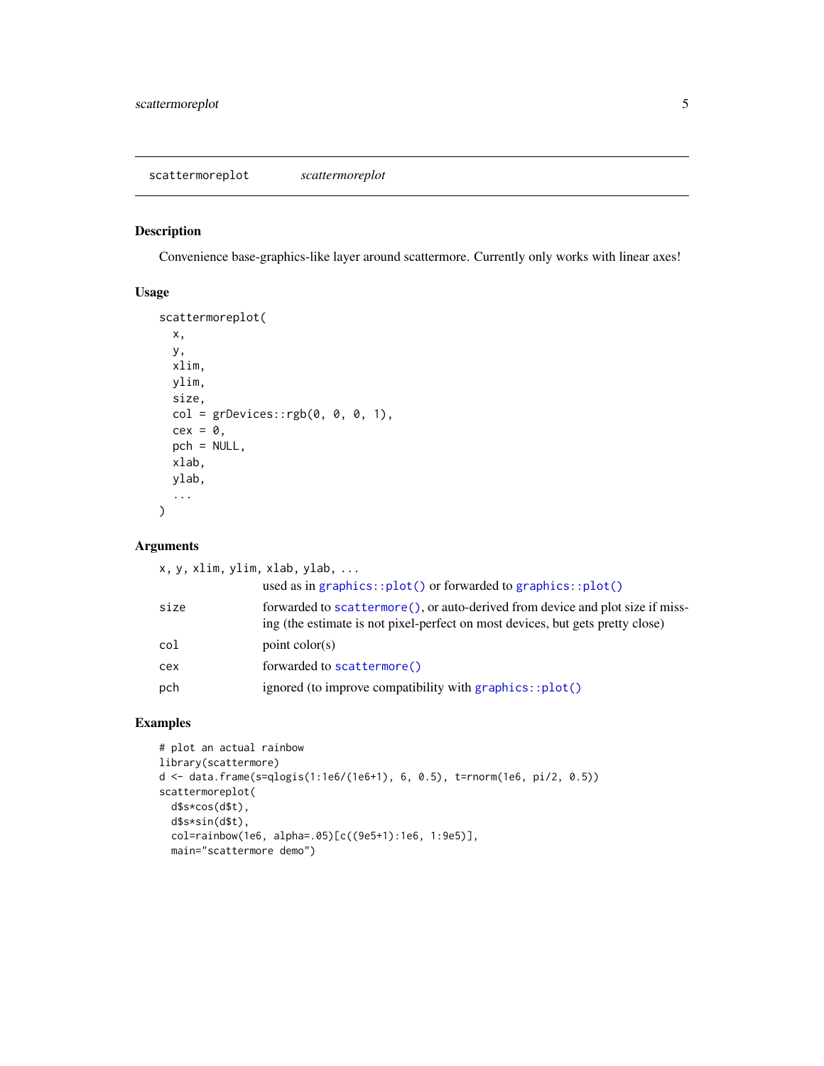`scattermoreplot` *scattermoreplot*

## Description

Convenience base-graphics-like layer around scattermore. Currently only works with linear axes!

## Usage

```
scattermoreplot(
  x,
  y,
  xlim,
  ylim,
  size,
  col = grDevices::rgb(0, 0, 0, 1),
  cex = 0,
  pch = NULL,
  xlab,
  ylab,
  ...
)
```

## Arguments

| | |
|---|---|
| `x, y, xlim, ylim, xlab, ylab, ...` | used as in `graphics::plot()` or forwarded to `graphics::plot()` |
| `size` | forwarded to `scattermore()`, or auto-derived from device and plot size if missing (the estimate is not pixel-perfect on most devices, but gets pretty close) |
| `col` | point color(s) |
| `cex` | forwarded to `scattermore()` |
| `pch` | ignored (to improve compatibility with `graphics::plot()` |

## Examples

```
# plot an actual rainbow
library(scattermore)
d <- data.frame(s=qlogis(1:1e6/(1e6+1), 6, 0.5), t=rnorm(1e6, pi/2, 0.5))
scattermoreplot(
  d$s*cos(d$t),
  d$s*sin(d$t),
  col=rainbow(1e6, alpha=.05)[c((9e5+1):1e6, 1:9e5)],
  main="scattermore demo")
```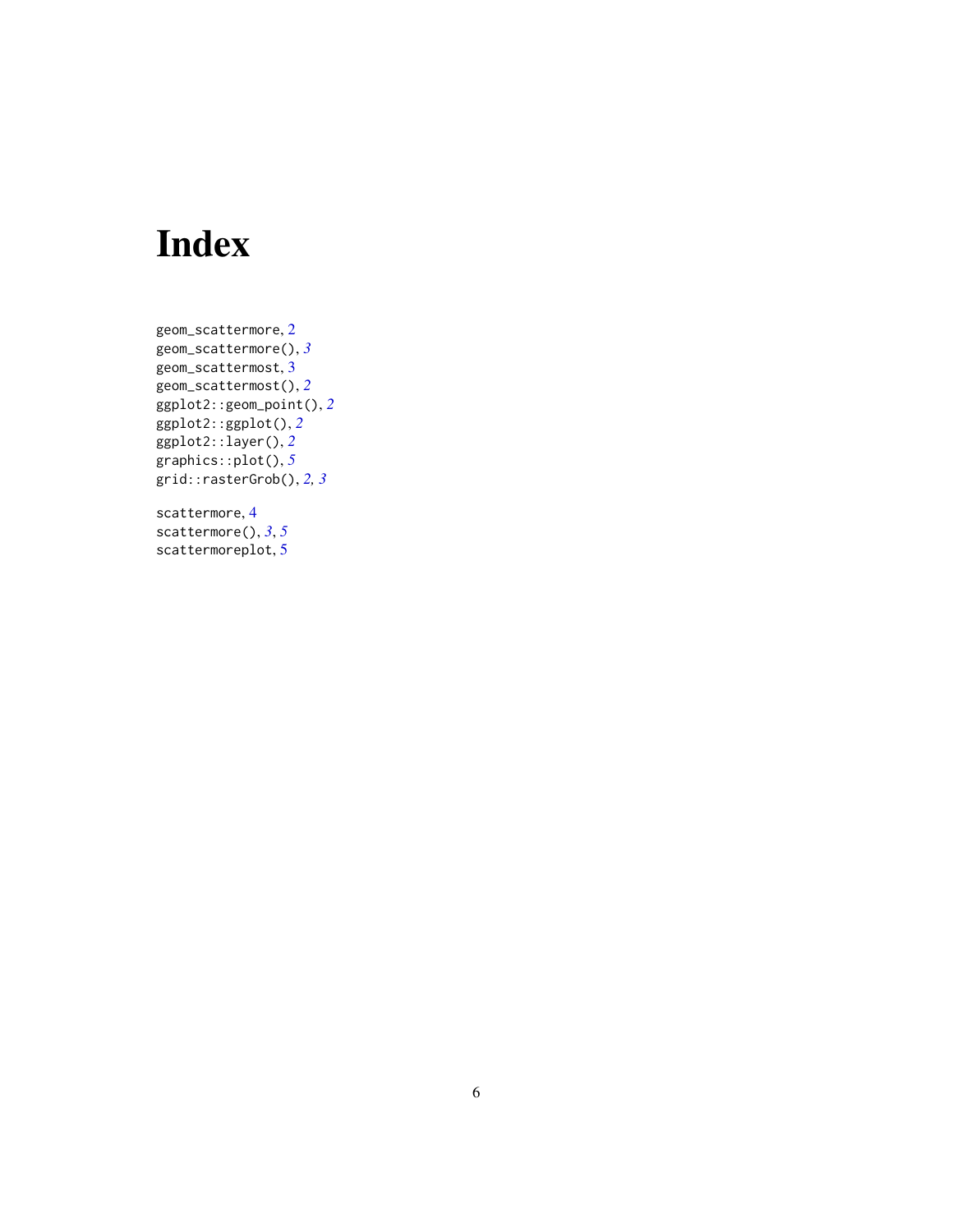# Index

geom_scattermore, 2
geom_scattermore(), *3*
geom_scattermost, 3
geom_scattermost(), *2*
ggplot2::geom_point(), *2*
ggplot2::ggplot(), *2*
ggplot2::layer(), *2*
graphics::plot(), *5*
grid::rasterGrob(), *2, 3*

scattermore, 4
scattermore(), *3*, *5*
scattermoreplot, 5